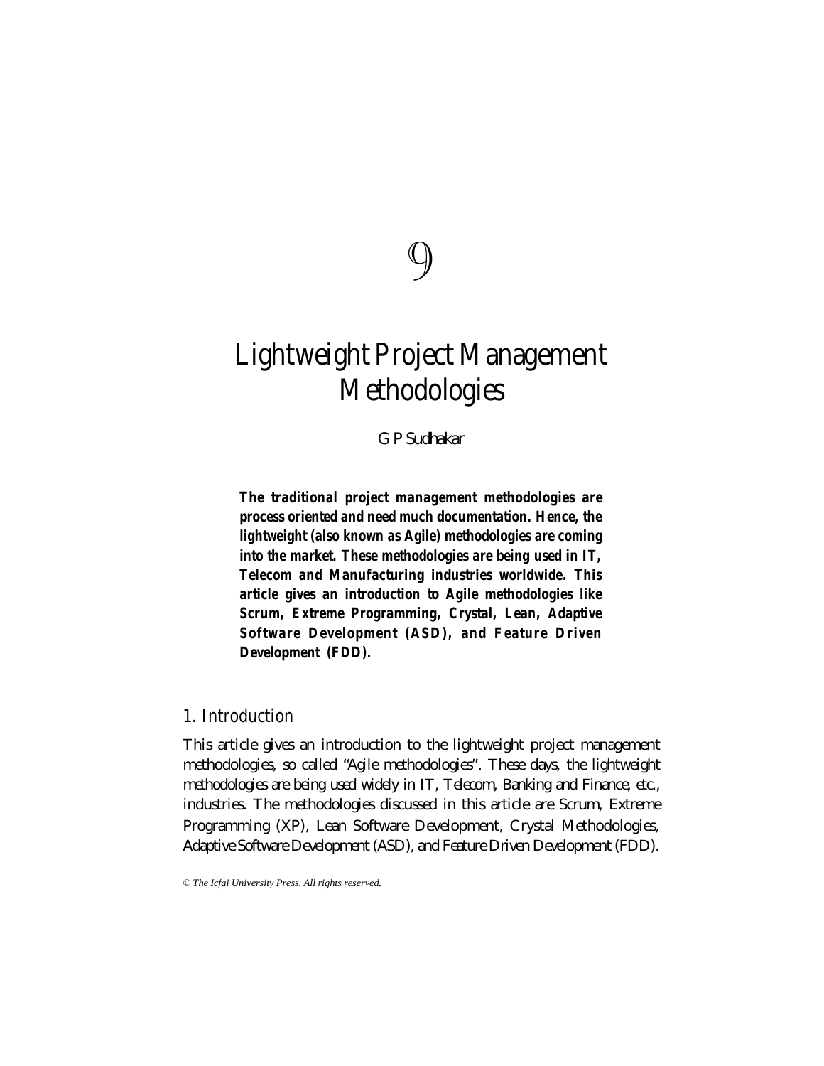9

# Lightweight Project Management Methodologies

G P Sudhakar

**The traditional project management methodologies are process oriented and need much documentation. Hence, the lightweight (also known as Agile) methodologies are coming into the market. These methodologies are being used in IT, Telecom and Manufacturing industries worldwide. This article gives an introduction to Agile methodologies like Scrum, Extreme Programming, Crystal, Lean, Adaptive Software Development (ASD), and Feature Driven Development (FDD).**

## 1. Introduction

This article gives an introduction to the lightweight project management methodologies, so called "Agile methodologies". These days, the lightweight methodologies are being used widely in IT, Telecom, Banking and Finance, etc., industries. The methodologies discussed in this article are Scrum, Extreme Programming (XP), Lean Software Development, Crystal Methodologies, Adaptive Software Development (ASD), and Feature Driven Development (FDD).

*© The Icfai University Press. All rights reserved.*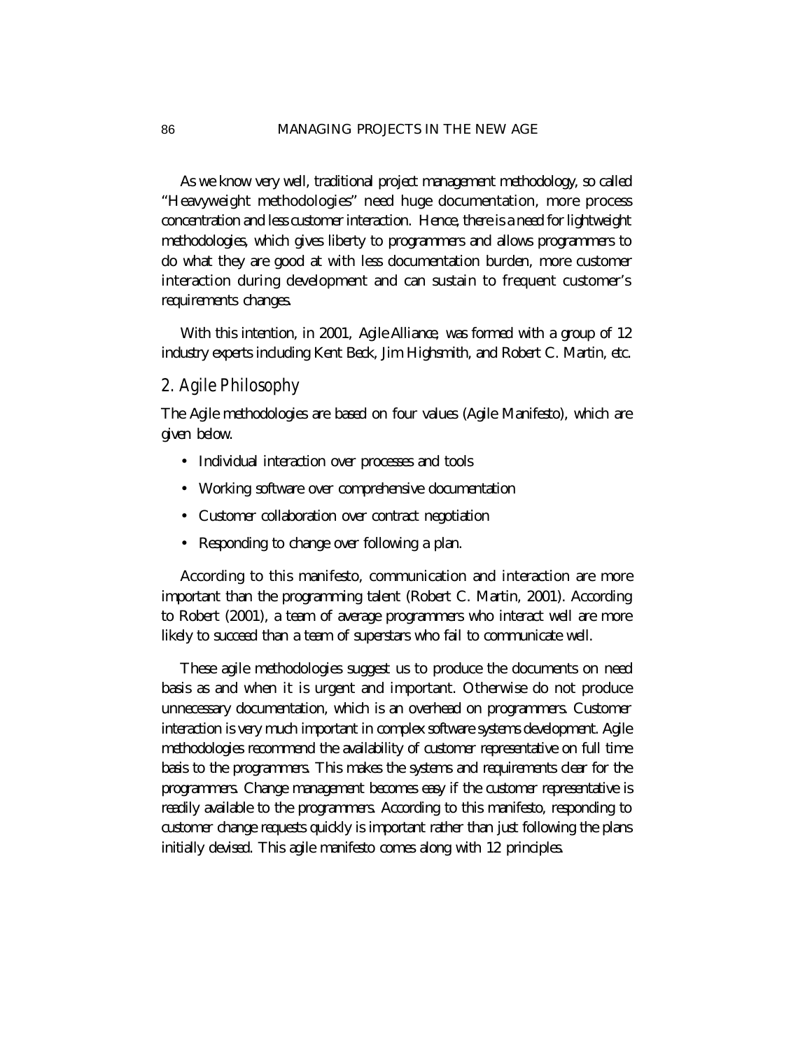As we know very well, traditional project management methodology, so called "Heavyweight methodologies" need huge documentation, more process concentration and less customer interaction. Hence, there is a need for lightweight methodologies, which gives liberty to programmers and allows programmers to do what they are good at with less documentation burden, more customer interaction during development and can sustain to frequent customer's requirements changes.

With this intention, in 2001, Agile Alliance, was formed with a group of 12 industry experts including Kent Beck, Jim Highsmith, and Robert C. Martin, etc.

## 2. Agile Philosophy

The Agile methodologies are based on four values (Agile Manifesto), which are given below.

- Individual interaction over processes and tools
- Working software over comprehensive documentation
- Customer collaboration over contract negotiation
- Responding to change over following a plan.

According to this manifesto, communication and interaction are more important than the programming talent (Robert C. Martin, 2001). According to Robert (2001), a team of average programmers who interact well are more likely to succeed than a team of superstars who fail to communicate well.

These agile methodologies suggest us to produce the documents on need basis as and when it is urgent and important. Otherwise do not produce unnecessary documentation, which is an overhead on programmers. Customer interaction is very much important in complex software systems development. Agile methodologies recommend the availability of customer representative on full time basis to the programmers. This makes the systems and requirements clear for the programmers. Change management becomes easy if the customer representative is readily available to the programmers. According to this manifesto, responding to customer change requests quickly is important rather than just following the plans initially devised. This agile manifesto comes along with 12 principles.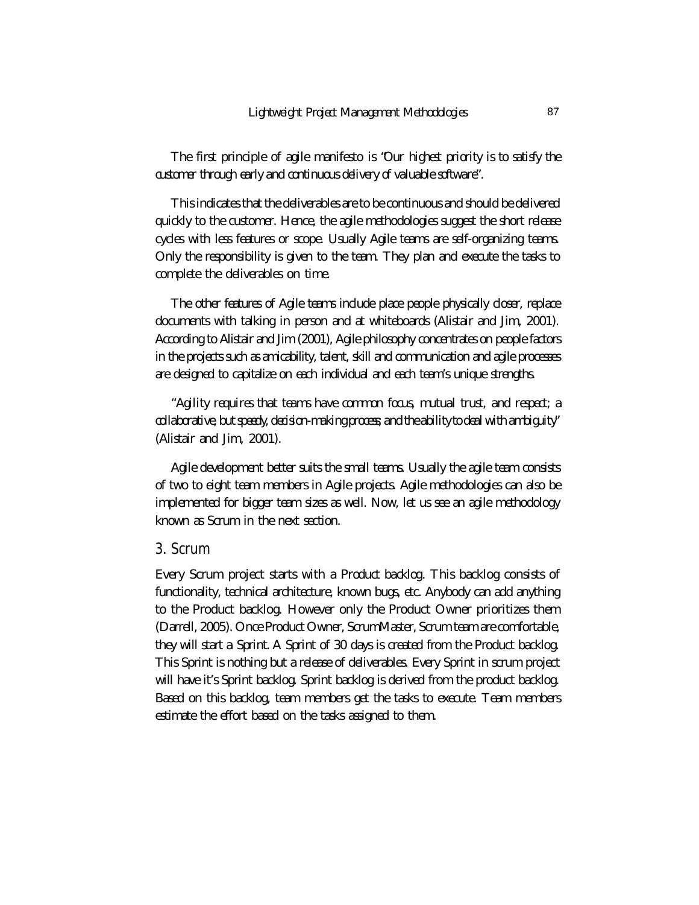The first principle of agile manifesto is 'Our highest priority is to satisfy the customer through early and continuous delivery of valuable software".

This indicates that the deliverables are to be continuous and should be delivered quickly to the customer. Hence, the agile methodologies suggest the short release cycles with less features or scope. Usually Agile teams are self-organizing teams. Only the responsibility is given to the team. They plan and execute the tasks to complete the deliverables on time.

The other features of Agile teams include place people physically closer, replace documents with talking in person and at whiteboards (Alistair and Jim, 2001). According to Alistair and Jim (2001), Agile philosophy concentrates on people factors in the projects such as amicability, talent, skill and communication and agile processes are designed to capitalize on each individual and each team's unique strengths.

"Agility requires that teams have common focus, mutual trust, and respect; a collaborative, but speedy, decision-making process, and the ability to deal with ambiguity" (Alistair and Jim, 2001).

Agile development better suits the small teams. Usually the agile team consists of two to eight team members in Agile projects. Agile methodologies can also be implemented for bigger team sizes as well. Now, let us see an agile methodology known as Scrum in the next section.

## 3. Scrum

Every Scrum project starts with a Product backlog. This backlog consists of functionality, technical architecture, known bugs, etc. Anybody can add anything to the Product backlog. However only the Product Owner prioritizes them (Darrell, 2005). Once Product Owner, ScrumMaster, Scrum team are comfortable, they will start a Sprint. A Sprint of 30 days is created from the Product backlog. This Sprint is nothing but a release of deliverables. Every Sprint in scrum project will have it's Sprint backlog. Sprint backlog is derived from the product backlog. Based on this backlog, team members get the tasks to execute. Team members estimate the effort based on the tasks assigned to them.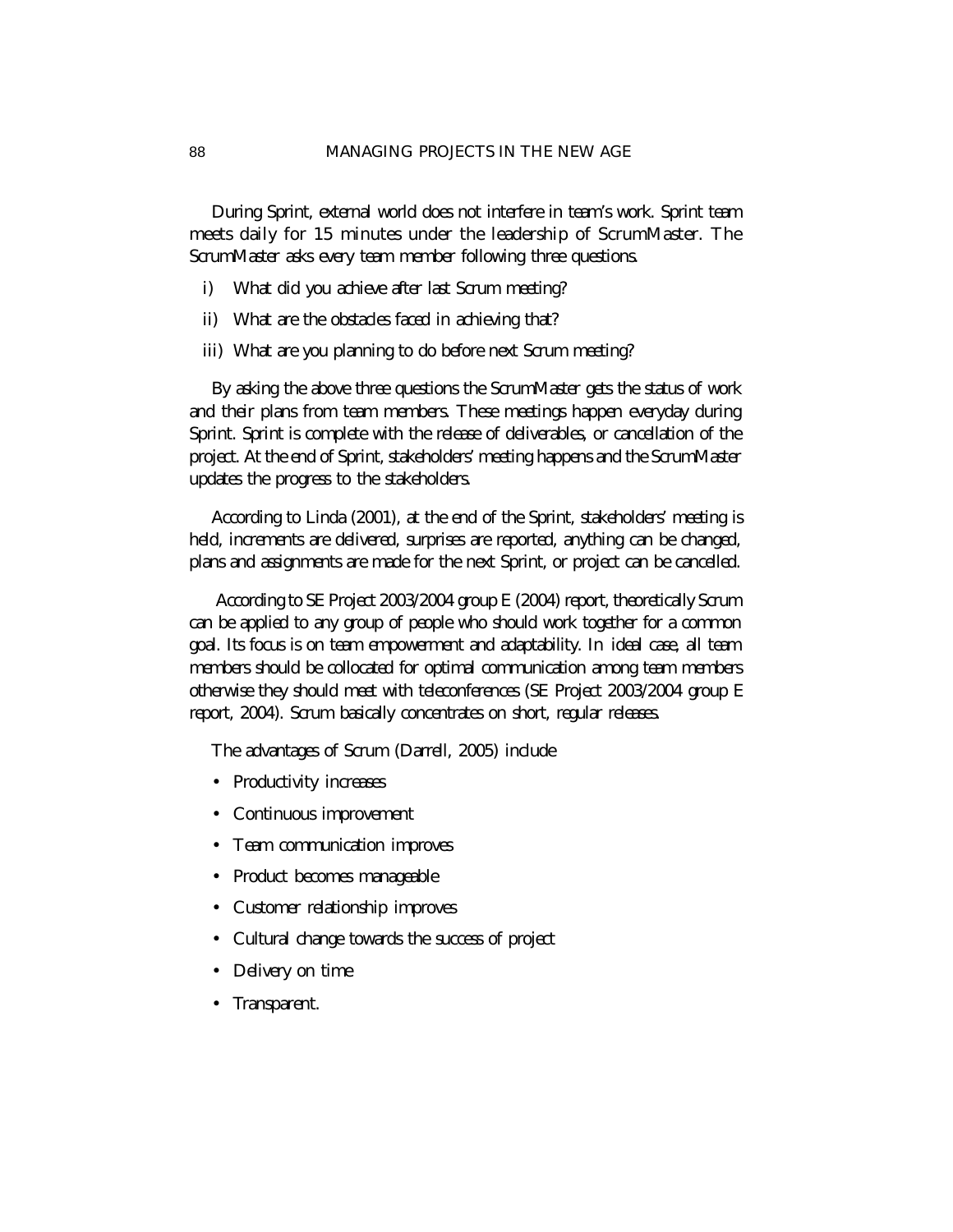During Sprint, external world does not interfere in team's work. Sprint team meets daily for 15 minutes under the leadership of ScrumMaster. The ScrumMaster asks every team member following three questions.

i) What did you achieve after last Scrum meeting?

ii) What are the obstacles faced in achieving that?

iii) What are you planning to do before next Scrum meeting?

By asking the above three questions the ScrumMaster gets the status of work and their plans from team members. These meetings happen everyday during Sprint. Sprint is complete with the release of deliverables, or cancellation of the project. At the end of Sprint, stakeholders' meeting happens and the ScrumMaster updates the progress to the stakeholders.

According to Linda (2001), at the end of the Sprint, stakeholders' meeting is held, increments are delivered, surprises are reported, anything can be changed, plans and assignments are made for the next Sprint, or project can be cancelled.

According to SE Project 2003/2004 group E (2004) report, theoretically Scrum can be applied to any group of people who should work together for a common goal. Its focus is on team empowerment and adaptability. In ideal case, all team members should be collocated for optimal communication among team members otherwise they should meet with teleconferences (SE Project 2003/2004 group E report, 2004). Scrum basically concentrates on short, regular releases.

The advantages of Scrum (Darrell, 2005) include

- Productivity increases
- Continuous improvement
- Team communication improves
- Product becomes manageable
- Customer relationship improves
- Cultural change towards the success of project
- Delivery on time
- Transparent.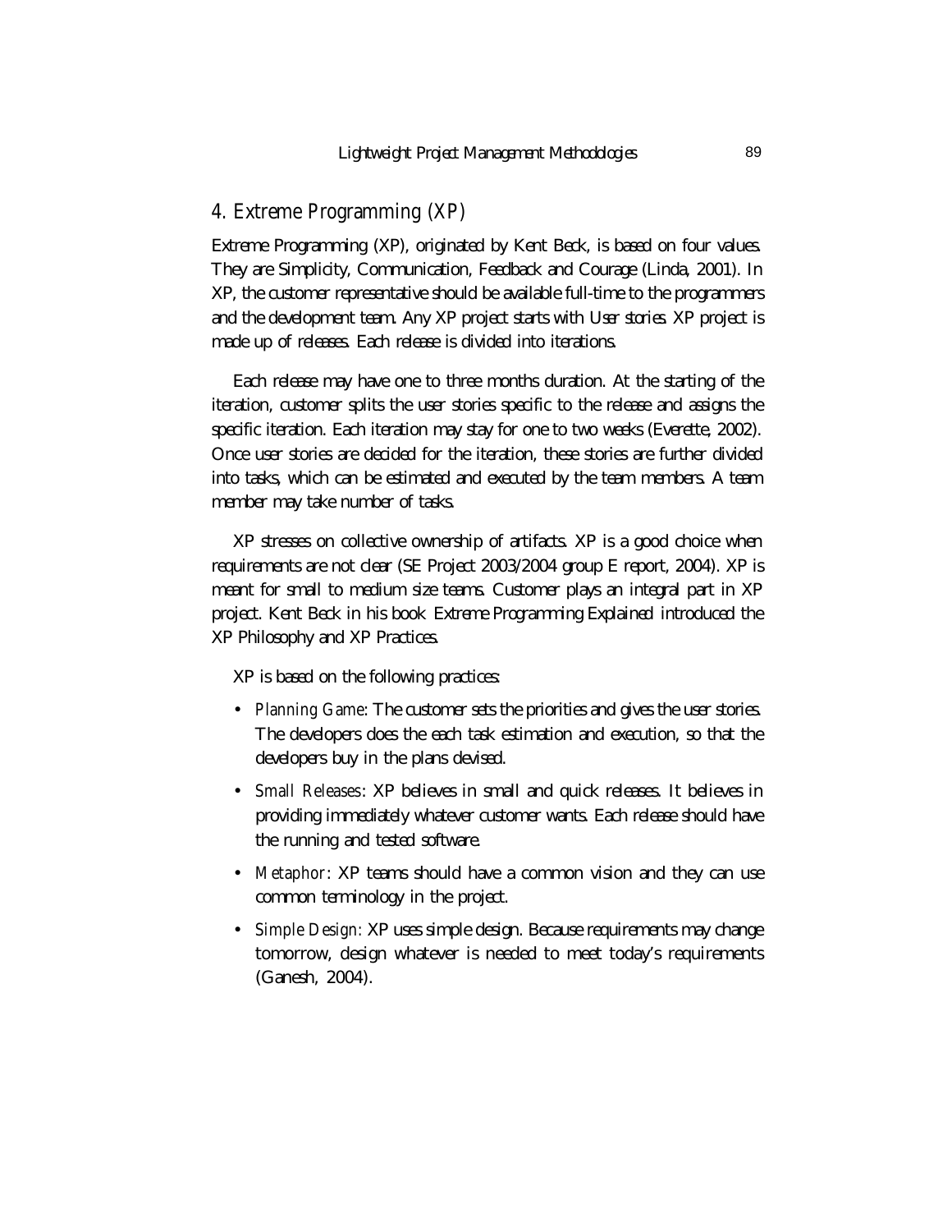## 4. Extreme Programming (XP)

Extreme Programming (XP), originated by Kent Beck, is based on four values. They are Simplicity, Communication, Feedback and Courage (Linda, 2001). In XP, the customer representative should be available full-time to the programmers and the development team. Any XP project starts with User stories. XP project is made up of releases. Each release is divided into iterations.

Each release may have one to three months duration. At the starting of the iteration, customer splits the user stories specific to the release and assigns the specific iteration. Each iteration may stay for one to two weeks (Everette, 2002). Once user stories are decided for the iteration, these stories are further divided into tasks, which can be estimated and executed by the team members. A team member may take number of tasks.

XP stresses on collective ownership of artifacts. XP is a good choice when requirements are not clear (SE Project 2003/2004 group E report, 2004). XP is meant for small to medium size teams. Customer plays an integral part in XP project. Kent Beck in his book *Extreme Programming Explained* introduced the XP Philosophy and XP Practices.

XP is based on the following practices:

- *Planning Game*: The customer sets the priorities and gives the user stories. The developers does the each task estimation and execution, so that the developers buy in the plans devised.
- *Small Releases*: XP believes in small and quick releases. It believes in providing immediately whatever customer wants. Each release should have the running and tested software.
- *Metaphor*: XP teams should have a common vision and they can use common terminology in the project.
- *Simple Design*: XP uses simple design. Because requirements may change tomorrow, design whatever is needed to meet today's requirements (Ganesh, 2004).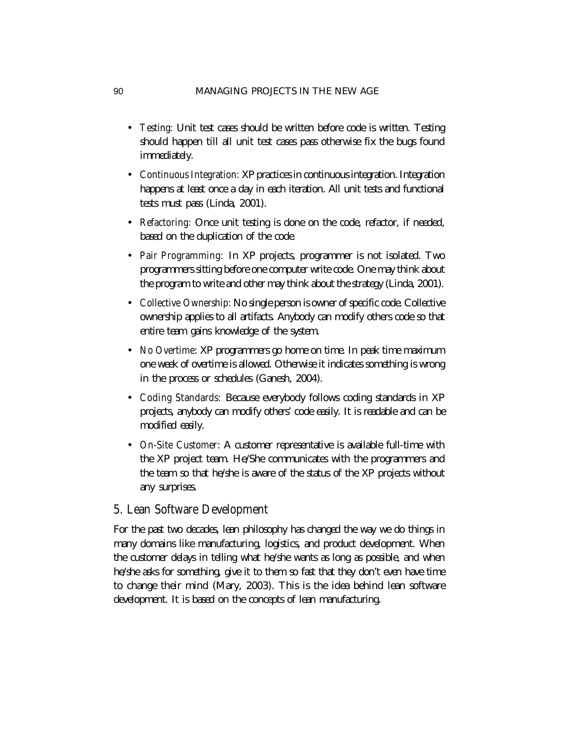- *Testing*: Unit test cases should be written before code is written. Testing should happen till all unit test cases pass otherwise fix the bugs found immediately.
- *Continuous Integration*: XP practices in continuous integration. Integration happens at least once a day in each iteration. All unit tests and functional tests must pass (Linda, 2001).
- *Refactoring*: Once unit testing is done on the code, refactor, if needed, based on the duplication of the code.
- *Pair Programming*: In XP projects, programmer is not isolated. Two programmers sitting before one computer write code. One may think about the program to write and other may think about the strategy (Linda, 2001).
- *Collective Ownership*: No single person is owner of specific code. Collective ownership applies to all artifacts. Anybody can modify others code so that entire team gains knowledge of the system.
- *No Overtime*: XP programmers go home on time. In peak time maximum one week of overtime is allowed. Otherwise it indicates something is wrong in the process or schedules (Ganesh, 2004).
- *Coding Standards*: Because everybody follows coding standards in XP projects, anybody can modify others' code easily. It is readable and can be modified easily.
- *On-Site Customer*: A customer representative is available full-time with the XP project team. He/She communicates with the programmers and the team so that he/she is aware of the status of the XP projects without any surprises.

## 5. Lean Software Development

For the past two decades, lean philosophy has changed the way we do things in many domains like manufacturing, logistics, and product development. When the customer delays in telling what he/she wants as long as possible, and when he/she asks for something, give it to them so fast that they don't even have time to change their mind (Mary, 2003). This is the idea behind lean software development. It is based on the concepts of lean manufacturing.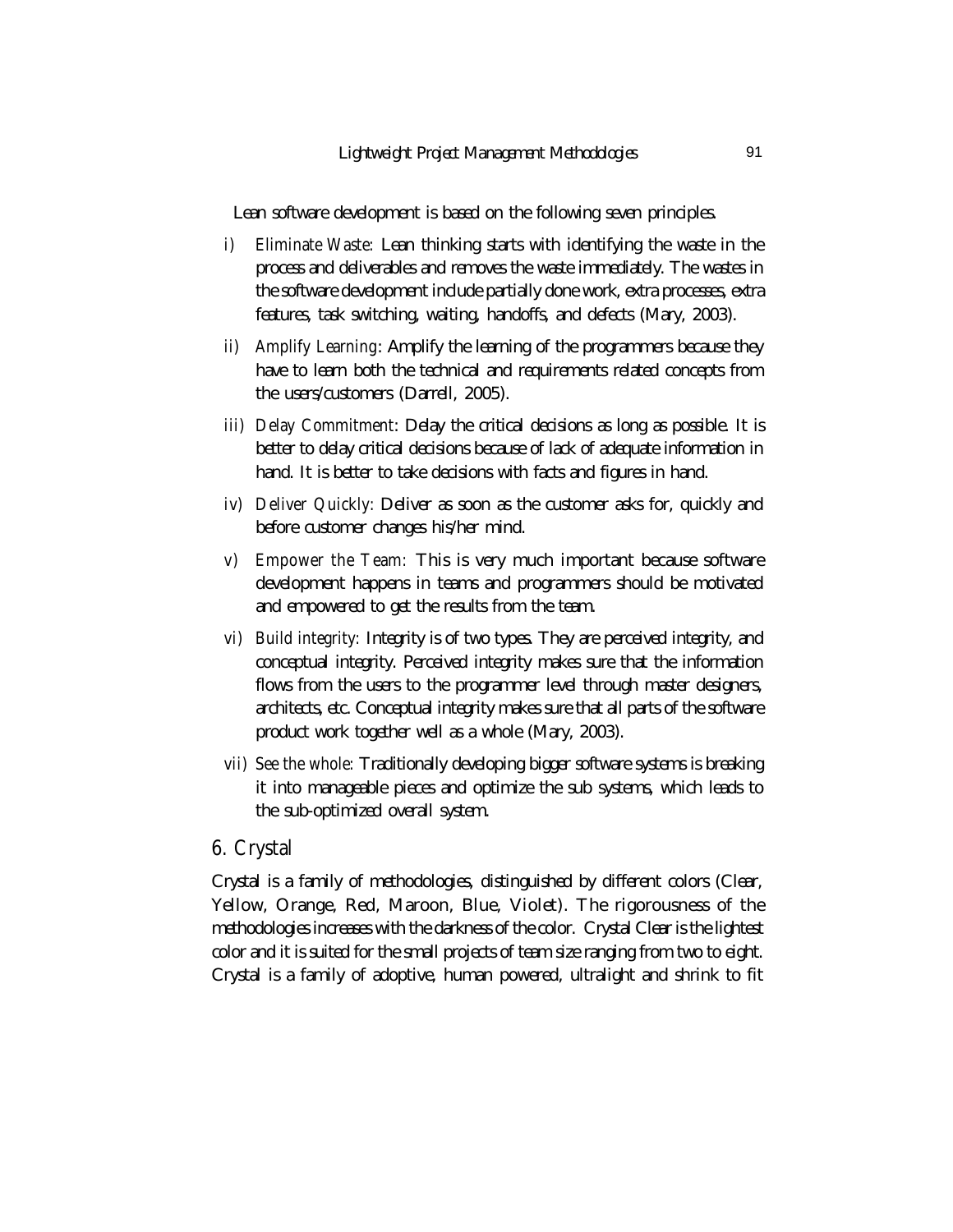Lean software development is based on the following seven principles.

i) *Eliminate Waste:* Lean thinking starts with identifying the waste in the process and deliverables and removes the waste immediately. The wastes in the software development include partially done work, extra processes, extra features, task switching, waiting, handoffs, and defects (Mary, 2003).

ii) *Amplify Learning*: Amplify the learning of the programmers because they have to learn both the technical and requirements related concepts from the users/customers (Darrell, 2005).

iii) *Delay Commitment*: Delay the critical decisions as long as possible. It is better to delay critical decisions because of lack of adequate information in hand. It is better to take decisions with facts and figures in hand.

iv) *Deliver Quickly:* Deliver as soon as the customer asks for, quickly and before customer changes his/her mind.

v) *Empower the Team:* This is very much important because software development happens in teams and programmers should be motivated and empowered to get the results from the team.

vi) *Build integrity:* Integrity is of two types. They are perceived integrity, and conceptual integrity. Perceived integrity makes sure that the information flows from the users to the programmer level through master designers, architects, etc. Conceptual integrity makes sure that all parts of the software product work together well as a whole (Mary, 2003).

vii) *See the whole:* Traditionally developing bigger software systems is breaking it into manageable pieces and optimize the sub systems, which leads to the sub-optimized overall system.

## 6. Crystal

Crystal is a family of methodologies, distinguished by different colors (Clear, Yellow, Orange, Red, Maroon, Blue, Violet). The rigorousness of the methodologies increases with the darkness of the color. Crystal Clear is the lightest color and it is suited for the small projects of team size ranging from two to eight. Crystal is a family of adoptive, human powered, ultralight and shrink to fit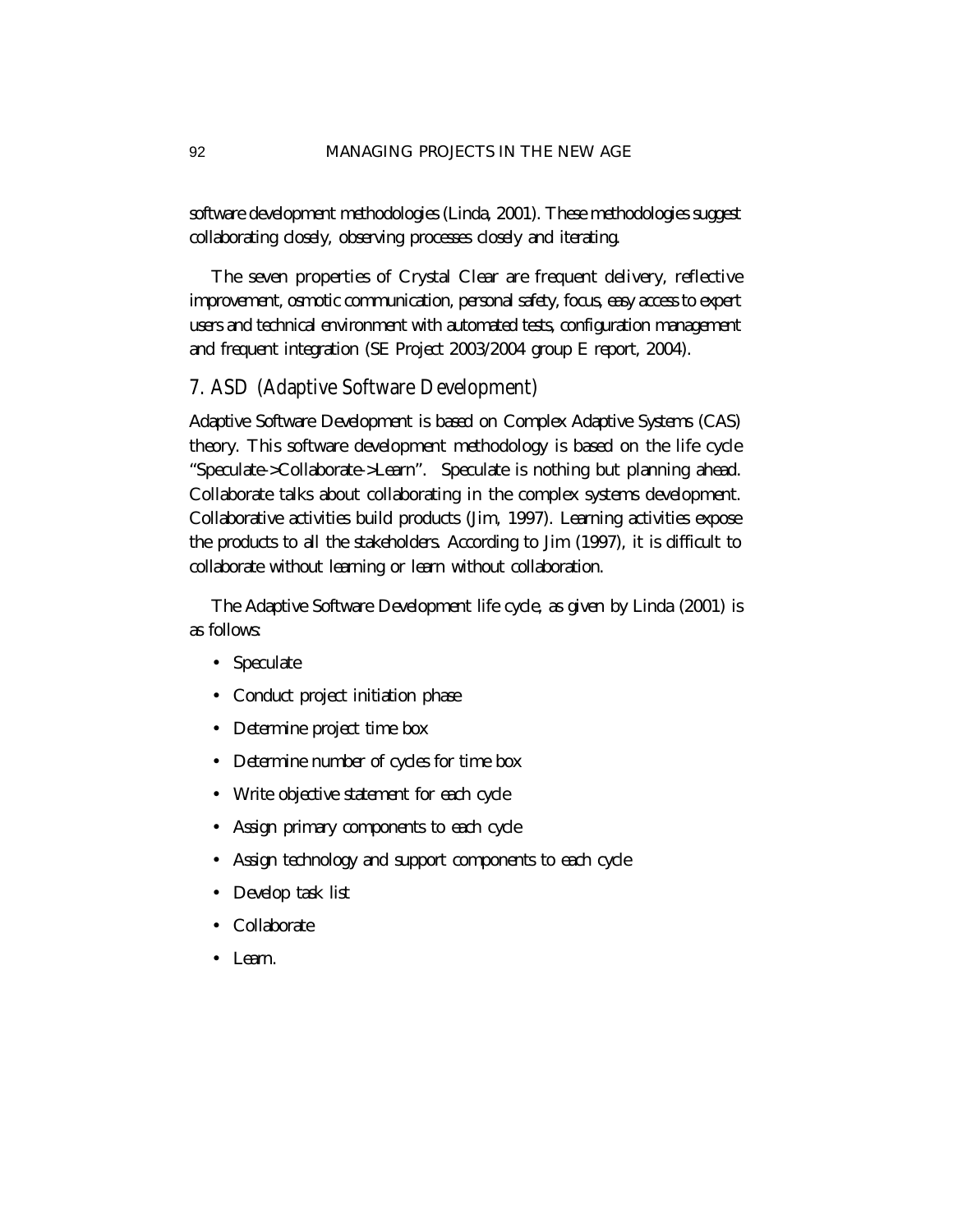software development methodologies (Linda, 2001). These methodologies suggest collaborating closely, observing processes closely and iterating.

The seven properties of Crystal Clear are frequent delivery, reflective improvement, osmotic communication, personal safety, focus, easy access to expert users and technical environment with automated tests, configuration management and frequent integration (SE Project 2003/2004 group E report, 2004).

## 7. ASD (Adaptive Software Development)

Adaptive Software Development is based on Complex Adaptive Systems (CAS) theory. This software development methodology is based on the life cycle "Speculate->Collaborate->Learn". Speculate is nothing but planning ahead. Collaborate talks about collaborating in the complex systems development. Collaborative activities build products (Jim, 1997). Learning activities expose the products to all the stakeholders. According to Jim (1997), it is difficult to collaborate without learning or learn without collaboration.

The Adaptive Software Development life cycle, as given by Linda (2001) is as follows:

- Speculate
- Conduct project initiation phase
- Determine project time box
- Determine number of cycles for time box
- Write objective statement for each cycle
- Assign primary components to each cycle
- Assign technology and support components to each cycle
- Develop task list
- Collaborate
- Learn.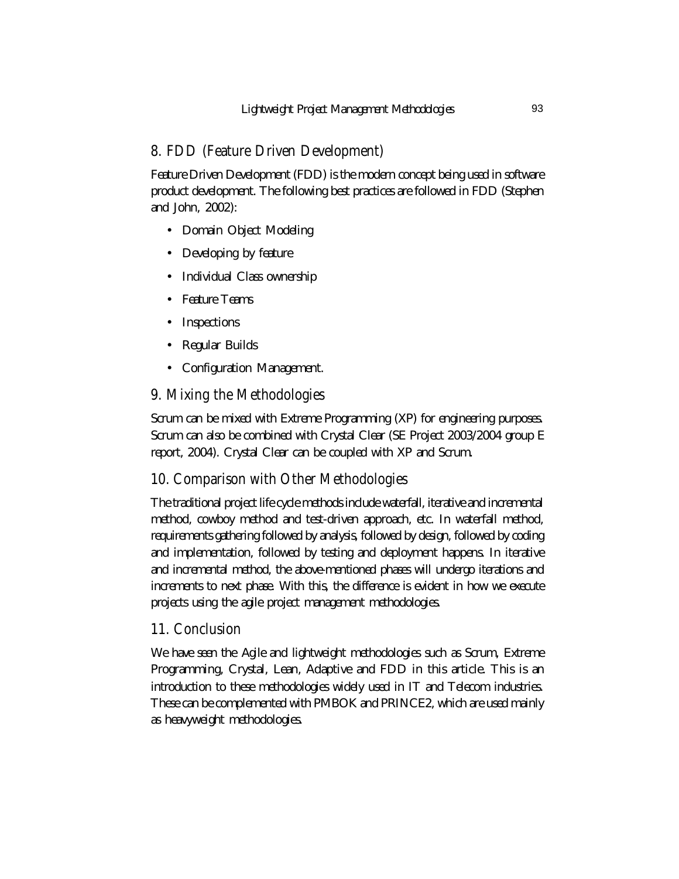## 8. FDD (Feature Driven Development)

Feature Driven Development (FDD) is the modern concept being used in software product development. The following best practices are followed in FDD (Stephen and John, 2002):

- Domain Object Modeling
- Developing by feature
- Individual Class ownership
- Feature Teams
- Inspections
- Regular Builds
- Configuration Management.

## 9. Mixing the Methodologies

Scrum can be mixed with Extreme Programming (XP) for engineering purposes. Scrum can also be combined with Crystal Clear (SE Project 2003/2004 group E report, 2004). Crystal Clear can be coupled with XP and Scrum.

## 10. Comparison with Other Methodologies

The traditional project life cycle methods include waterfall, iterative and incremental method, cowboy method and test-driven approach, etc. In waterfall method, requirements gathering followed by analysis, followed by design, followed by coding and implementation, followed by testing and deployment happens. In iterative and incremental method, the above-mentioned phases will undergo iterations and increments to next phase. With this, the difference is evident in how we execute projects using the agile project management methodologies.

## 11. Conclusion

We have seen the Agile and lightweight methodologies such as Scrum, Extreme Programming, Crystal, Lean, Adaptive and FDD in this article. This is an introduction to these methodologies widely used in IT and Telecom industries. These can be complemented with PMBOK and PRINCE2, which are used mainly as heavyweight methodologies.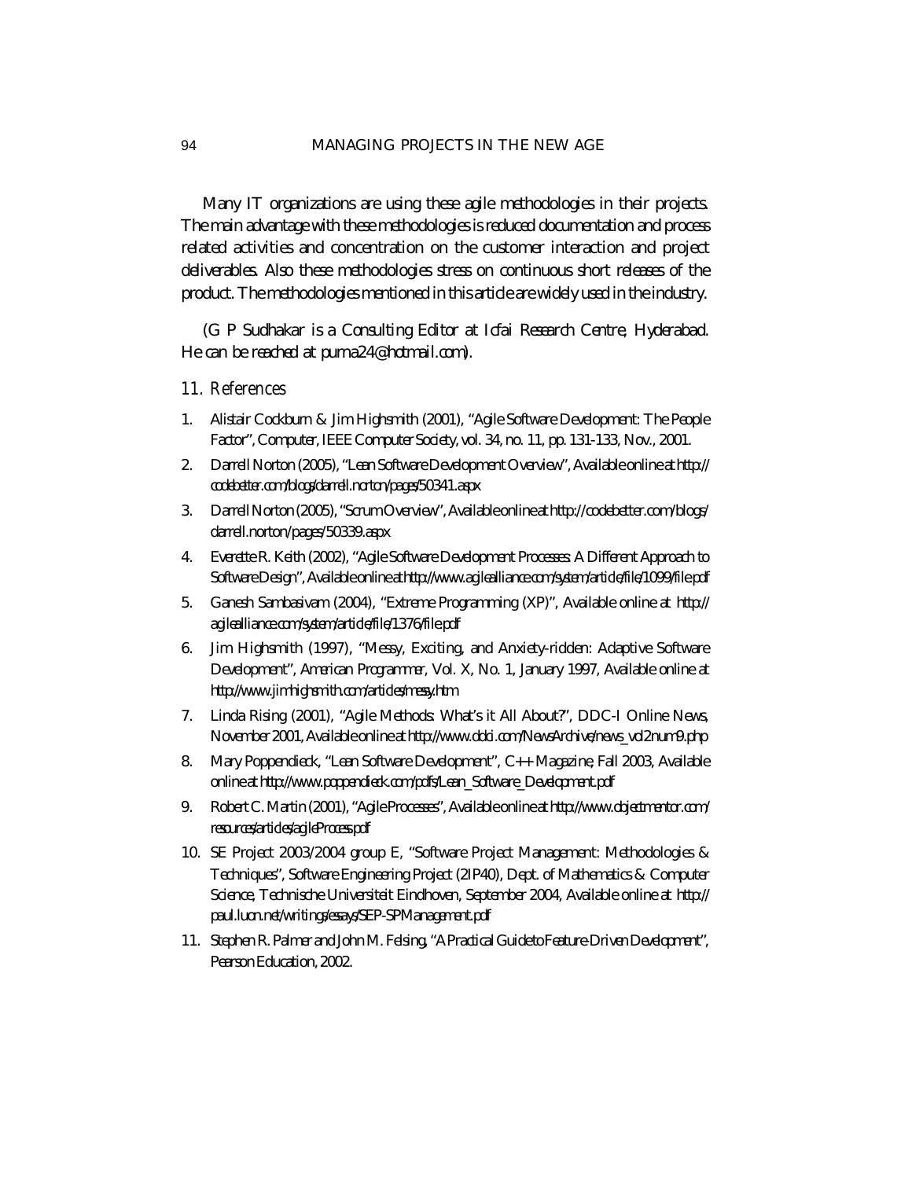Many IT organizations are using these agile methodologies in their projects. The main advantage with these methodologies is reduced documentation and process related activities and concentration on the customer interaction and project deliverables. Also these methodologies stress on continuous short releases of the product. The methodologies mentioned in this article are widely used in the industry.

(G P Sudhakar is a Consulting Editor at Icfai Research Centre, Hyderabad. He can be reached at purna24@hotmail.com).

## 11. References

1. Alistair Cockburn & Jim Highsmith (2001), "Agile Software Development: The People Factor", Computer, IEEE Computer Society, vol. 34, no. 11, pp. 131-133, Nov., 2001.
2. Darrell Norton (2005), "Lean Software Development Overview", Available online at http://codebetter.com/blogs/darrell.norton/pages/50341.aspx
3. Darrell Norton (2005), "Scrum Overview", Available online at http://codebetter.com/blogs/darrell.norton/pages/50339.aspx
4. Everette R. Keith (2002), "Agile Software Development Processes: A Different Approach to Software Design", Available online at http://www.agilealliance.com/system/article/file/1099/file.pdf
5. Ganesh Sambasivam (2004), "Extreme Programming (XP)", Available online at http://agilealliance.com/system/article/file/1376/file.pdf
6. Jim Highsmith (1997), "Messy, Exciting, and Anxiety-ridden: Adaptive Software Development", American Programmer, Vol. X, No. 1, January 1997, Available online at http://www.jimhighsmith.com/articles/messy.htm
7. Linda Rising (2001), "Agile Methods: What's it All About?", DDC-I Online News, November 2001, Available online at http://www.ddci.com/NewsArchive/news_vol2num9.php
8. Mary Poppendieck, "Lean Software Development", C++ Magazine, Fall 2003, Available online at http://www.poppendieck.com/pdfs/Lean_Software_Development.pdf
9. Robert C. Martin (2001), "Agile Processes", Available online at http://www.objectmentor.com/resources/articles/agileProcess.pdf
10. SE Project 2003/2004 group E, "Software Project Management: Methodologies & Techniques", Software Engineering Project (2IP40), Dept. of Mathematics & Computer Science, Technische Universiteit Eindhoven, September 2004, Available online at http://paul.luon.net/writings/essays/SEP-SPManagement.pdf
11. Stephen R. Palmer and John M. Felsing, "A Practical Guide to Feature-Driven Development", Pearson Education, 2002.